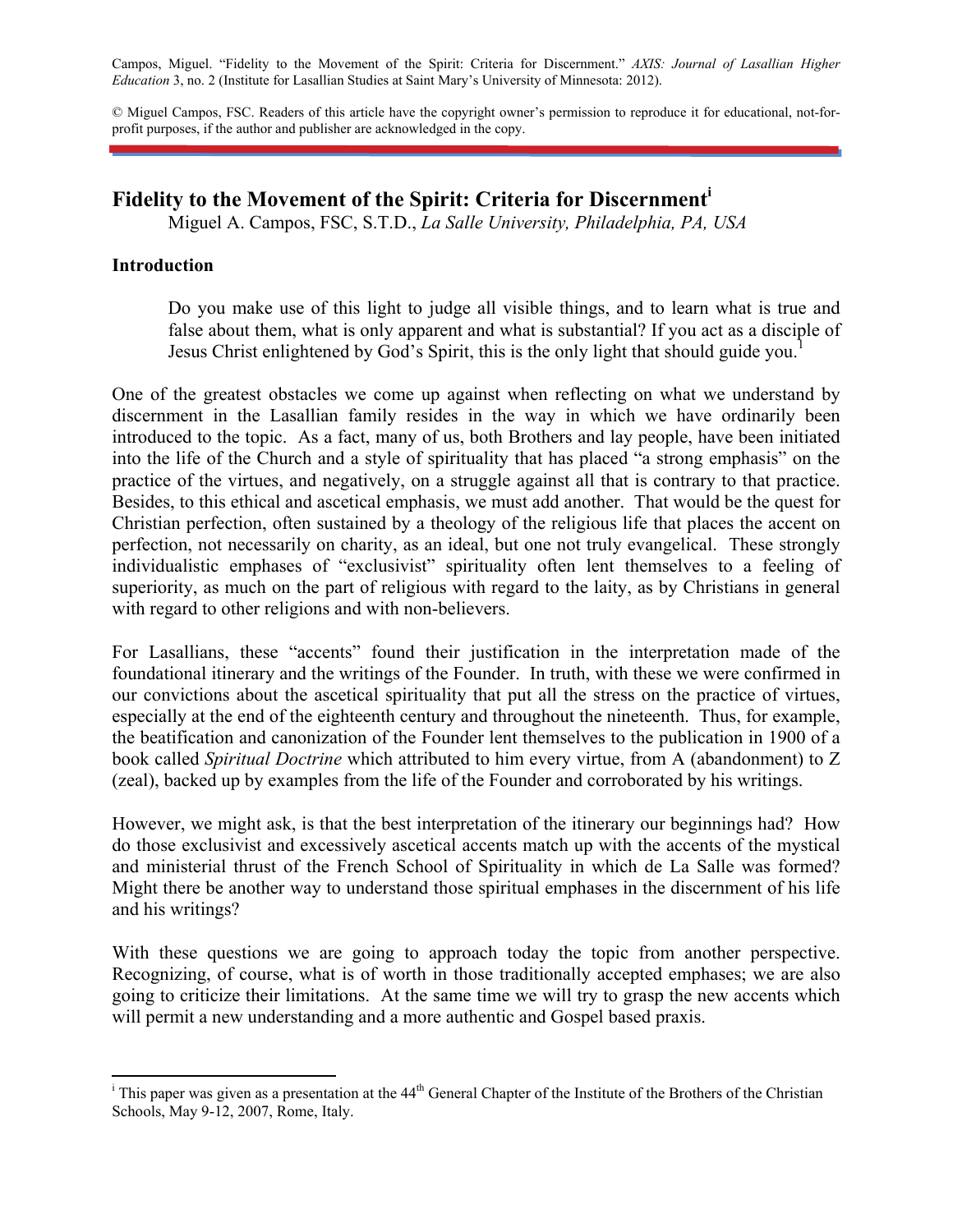Campos, Miguel. "Fidelity to the Movement of the Spirit: Criteria for Discernment." *AXIS: Journal of Lasallian Higher Education* 3, no. 2 (Institute for Lasallian Studies at Saint Mary's University of Minnesota: 2012).

© Miguel Campos, FSC. Readers of this article have the copyright owner's permission to reproduce it for educational, not-for-profit purposes, if the author and publisher are acknowledged in the copy.

# Fidelity to the Movement of the Spirit: Criteria for Discernment[i]

Miguel A. Campos, FSC, S.T.D., *La Salle University, Philadelphia, PA, USA*

## Introduction

> Do you make use of this light to judge all visible things, and to learn what is true and false about them, what is only apparent and what is substantial? If you act as a disciple of Jesus Christ enlightened by God's Spirit, this is the only light that should guide you.[1]

One of the greatest obstacles we come up against when reflecting on what we understand by discernment in the Lasallian family resides in the way in which we have ordinarily been introduced to the topic. As a fact, many of us, both Brothers and lay people, have been initiated into the life of the Church and a style of spirituality that has placed "a strong emphasis" on the practice of the virtues, and negatively, on a struggle against all that is contrary to that practice. Besides, to this ethical and ascetical emphasis, we must add another. That would be the quest for Christian perfection, often sustained by a theology of the religious life that places the accent on perfection, not necessarily on charity, as an ideal, but one not truly evangelical. These strongly individualistic emphases of "exclusivist" spirituality often lent themselves to a feeling of superiority, as much on the part of religious with regard to the laity, as by Christians in general with regard to other religions and with non-believers.

For Lasallians, these "accents" found their justification in the interpretation made of the foundational itinerary and the writings of the Founder. In truth, with these we were confirmed in our convictions about the ascetical spirituality that put all the stress on the practice of virtues, especially at the end of the eighteenth century and throughout the nineteenth. Thus, for example, the beatification and canonization of the Founder lent themselves to the publication in 1900 of a book called *Spiritual Doctrine* which attributed to him every virtue, from A (abandonment) to Z (zeal), backed up by examples from the life of the Founder and corroborated by his writings.

However, we might ask, is that the best interpretation of the itinerary our beginnings had? How do those exclusivist and excessively ascetical accents match up with the accents of the mystical and ministerial thrust of the French School of Spirituality in which de La Salle was formed? Might there be another way to understand those spiritual emphases in the discernment of his life and his writings?

With these questions we are going to approach today the topic from another perspective. Recognizing, of course, what is of worth in those traditionally accepted emphases; we are also going to criticize their limitations. At the same time we will try to grasp the new accents which will permit a new understanding and a more authentic and Gospel based praxis.

---

[i] This paper was given as a presentation at the 44th General Chapter of the Institute of the Brothers of the Christian Schools, May 9-12, 2007, Rome, Italy.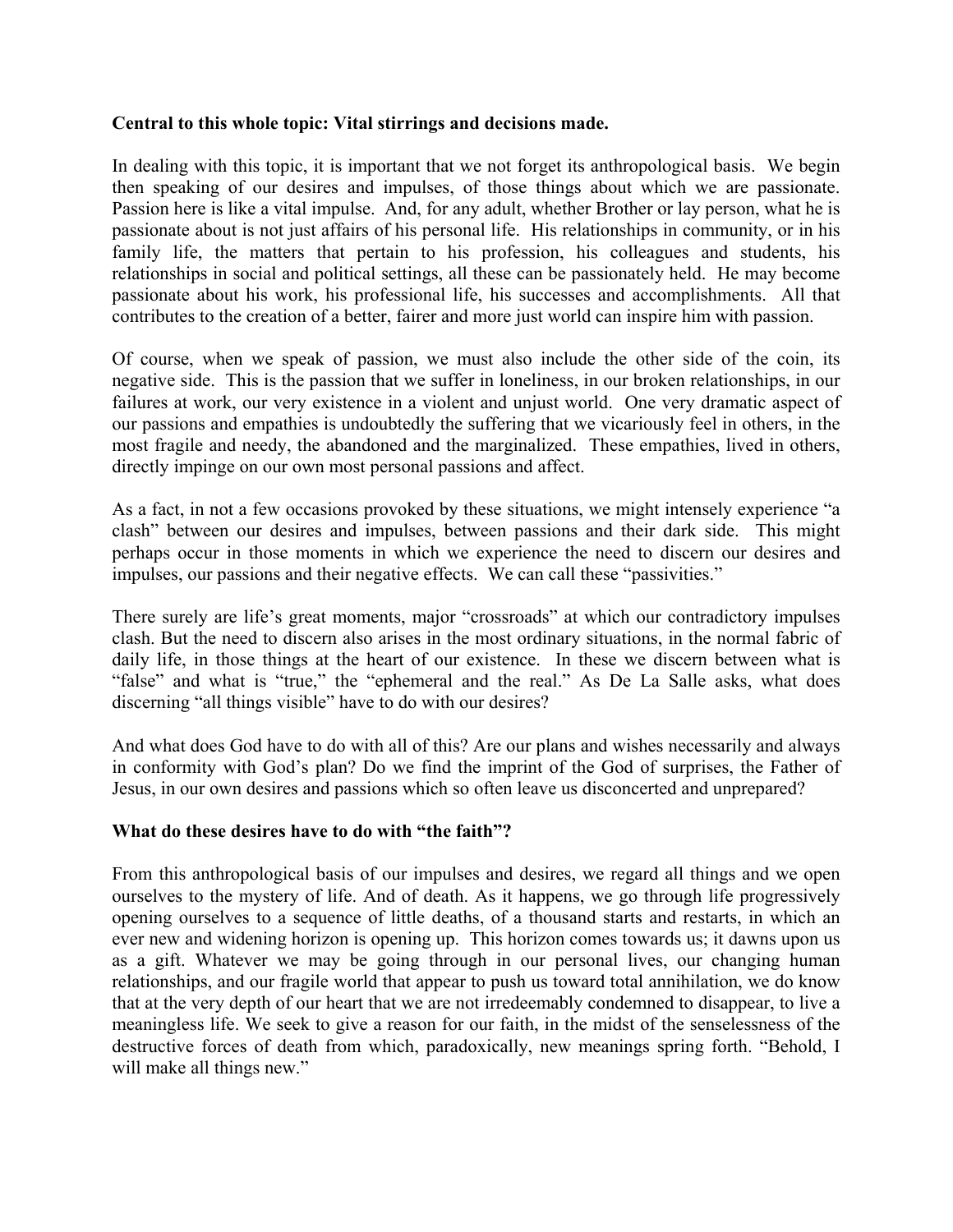**Central to this whole topic: Vital stirrings and decisions made.**

In dealing with this topic, it is important that we not forget its anthropological basis. We begin then speaking of our desires and impulses, of those things about which we are passionate. Passion here is like a vital impulse. And, for any adult, whether Brother or lay person, what he is passionate about is not just affairs of his personal life. His relationships in community, or in his family life, the matters that pertain to his profession, his colleagues and students, his relationships in social and political settings, all these can be passionately held. He may become passionate about his work, his professional life, his successes and accomplishments. All that contributes to the creation of a better, fairer and more just world can inspire him with passion.

Of course, when we speak of passion, we must also include the other side of the coin, its negative side. This is the passion that we suffer in loneliness, in our broken relationships, in our failures at work, our very existence in a violent and unjust world. One very dramatic aspect of our passions and empathies is undoubtedly the suffering that we vicariously feel in others, in the most fragile and needy, the abandoned and the marginalized. These empathies, lived in others, directly impinge on our own most personal passions and affect.

As a fact, in not a few occasions provoked by these situations, we might intensely experience "a clash" between our desires and impulses, between passions and their dark side. This might perhaps occur in those moments in which we experience the need to discern our desires and impulses, our passions and their negative effects. We can call these "passivities."

There surely are life's great moments, major "crossroads" at which our contradictory impulses clash. But the need to discern also arises in the most ordinary situations, in the normal fabric of daily life, in those things at the heart of our existence. In these we discern between what is "false" and what is "true," the "ephemeral and the real." As De La Salle asks, what does discerning "all things visible" have to do with our desires?

And what does God have to do with all of this? Are our plans and wishes necessarily and always in conformity with God's plan? Do we find the imprint of the God of surprises, the Father of Jesus, in our own desires and passions which so often leave us disconcerted and unprepared?

**What do these desires have to do with "the faith"?**

From this anthropological basis of our impulses and desires, we regard all things and we open ourselves to the mystery of life. And of death. As it happens, we go through life progressively opening ourselves to a sequence of little deaths, of a thousand starts and restarts, in which an ever new and widening horizon is opening up. This horizon comes towards us; it dawns upon us as a gift. Whatever we may be going through in our personal lives, our changing human relationships, and our fragile world that appear to push us toward total annihilation, we do know that at the very depth of our heart that we are not irredeemably condemned to disappear, to live a meaningless life. We seek to give a reason for our faith, in the midst of the senselessness of the destructive forces of death from which, paradoxically, new meanings spring forth. "Behold, I will make all things new."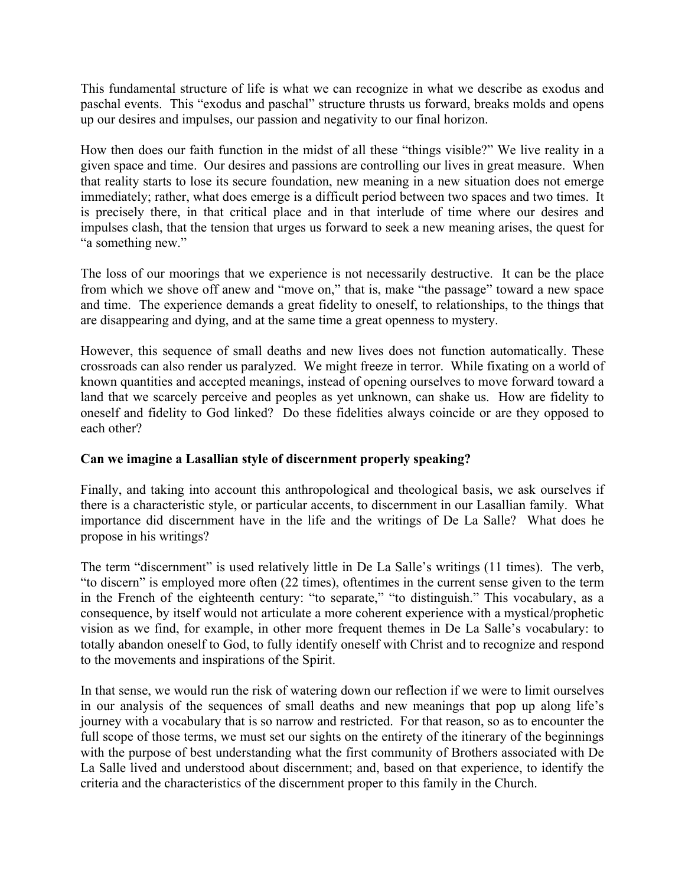This fundamental structure of life is what we can recognize in what we describe as exodus and paschal events. This "exodus and paschal" structure thrusts us forward, breaks molds and opens up our desires and impulses, our passion and negativity to our final horizon.

How then does our faith function in the midst of all these "things visible?" We live reality in a given space and time. Our desires and passions are controlling our lives in great measure. When that reality starts to lose its secure foundation, new meaning in a new situation does not emerge immediately; rather, what does emerge is a difficult period between two spaces and two times. It is precisely there, in that critical place and in that interlude of time where our desires and impulses clash, that the tension that urges us forward to seek a new meaning arises, the quest for "a something new."

The loss of our moorings that we experience is not necessarily destructive. It can be the place from which we shove off anew and "move on," that is, make "the passage" toward a new space and time. The experience demands a great fidelity to oneself, to relationships, to the things that are disappearing and dying, and at the same time a great openness to mystery.

However, this sequence of small deaths and new lives does not function automatically. These crossroads can also render us paralyzed. We might freeze in terror. While fixating on a world of known quantities and accepted meanings, instead of opening ourselves to move forward toward a land that we scarcely perceive and peoples as yet unknown, can shake us. How are fidelity to oneself and fidelity to God linked? Do these fidelities always coincide or are they opposed to each other?

**Can we imagine a Lasallian style of discernment properly speaking?**

Finally, and taking into account this anthropological and theological basis, we ask ourselves if there is a characteristic style, or particular accents, to discernment in our Lasallian family. What importance did discernment have in the life and the writings of De La Salle? What does he propose in his writings?

The term "discernment" is used relatively little in De La Salle's writings (11 times). The verb, "to discern" is employed more often (22 times), oftentimes in the current sense given to the term in the French of the eighteenth century: "to separate," "to distinguish." This vocabulary, as a consequence, by itself would not articulate a more coherent experience with a mystical/prophetic vision as we find, for example, in other more frequent themes in De La Salle's vocabulary: to totally abandon oneself to God, to fully identify oneself with Christ and to recognize and respond to the movements and inspirations of the Spirit.

In that sense, we would run the risk of watering down our reflection if we were to limit ourselves in our analysis of the sequences of small deaths and new meanings that pop up along life's journey with a vocabulary that is so narrow and restricted. For that reason, so as to encounter the full scope of those terms, we must set our sights on the entirety of the itinerary of the beginnings with the purpose of best understanding what the first community of Brothers associated with De La Salle lived and understood about discernment; and, based on that experience, to identify the criteria and the characteristics of the discernment proper to this family in the Church.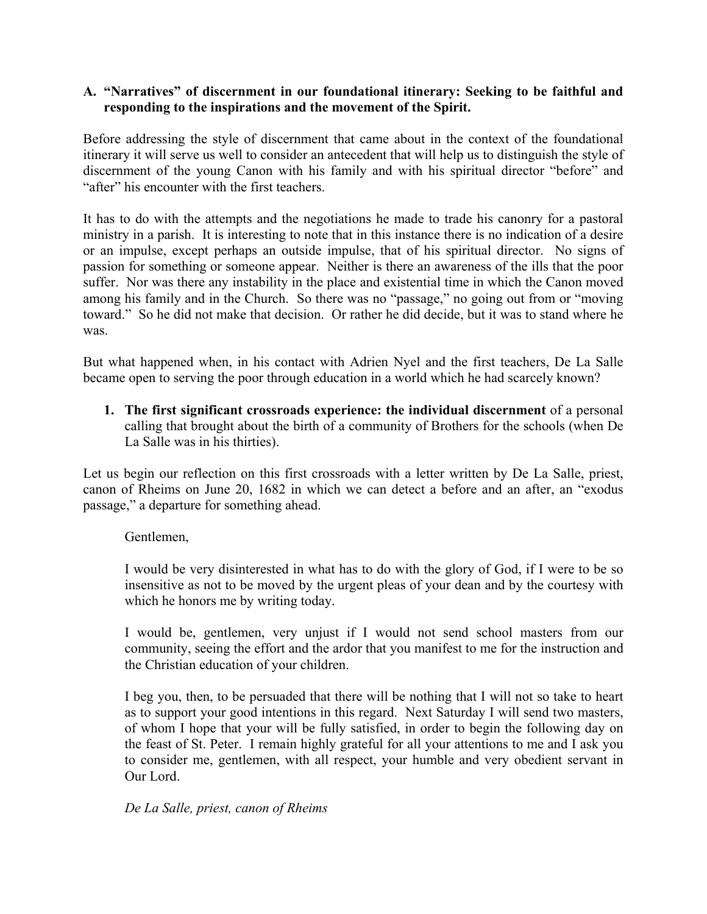### A. "Narratives" of discernment in our foundational itinerary: Seeking to be faithful and responding to the inspirations and the movement of the Spirit.

Before addressing the style of discernment that came about in the context of the foundational itinerary it will serve us well to consider an antecedent that will help us to distinguish the style of discernment of the young Canon with his family and with his spiritual director "before" and "after" his encounter with the first teachers.

It has to do with the attempts and the negotiations he made to trade his canonry for a pastoral ministry in a parish. It is interesting to note that in this instance there is no indication of a desire or an impulse, except perhaps an outside impulse, that of his spiritual director. No signs of passion for something or someone appear. Neither is there an awareness of the ills that the poor suffer. Nor was there any instability in the place and existential time in which the Canon moved among his family and in the Church. So there was no "passage," no going out from or "moving toward." So he did not make that decision. Or rather he did decide, but it was to stand where he was.

But what happened when, in his contact with Adrien Nyel and the first teachers, De La Salle became open to serving the poor through education in a world which he had scarcely known?

1. **The first significant crossroads experience: the individual discernment** of a personal calling that brought about the birth of a community of Brothers for the schools (when De La Salle was in his thirties).

Let us begin our reflection on this first crossroads with a letter written by De La Salle, priest, canon of Rheims on June 20, 1682 in which we can detect a before and an after, an "exodus passage," a departure for something ahead.

> Gentlemen,
>
> I would be very disinterested in what has to do with the glory of God, if I were to be so insensitive as not to be moved by the urgent pleas of your dean and by the courtesy with which he honors me by writing today.
>
> I would be, gentlemen, very unjust if I would not send school masters from our community, seeing the effort and the ardor that you manifest to me for the instruction and the Christian education of your children.
>
> I beg you, then, to be persuaded that there will be nothing that I will not so take to heart as to support your good intentions in this regard. Next Saturday I will send two masters, of whom I hope that your will be fully satisfied, in order to begin the following day on the feast of St. Peter. I remain highly grateful for all your attentions to me and I ask you to consider me, gentlemen, with all respect, your humble and very obedient servant in Our Lord.
>
> *De La Salle, priest, canon of Rheims*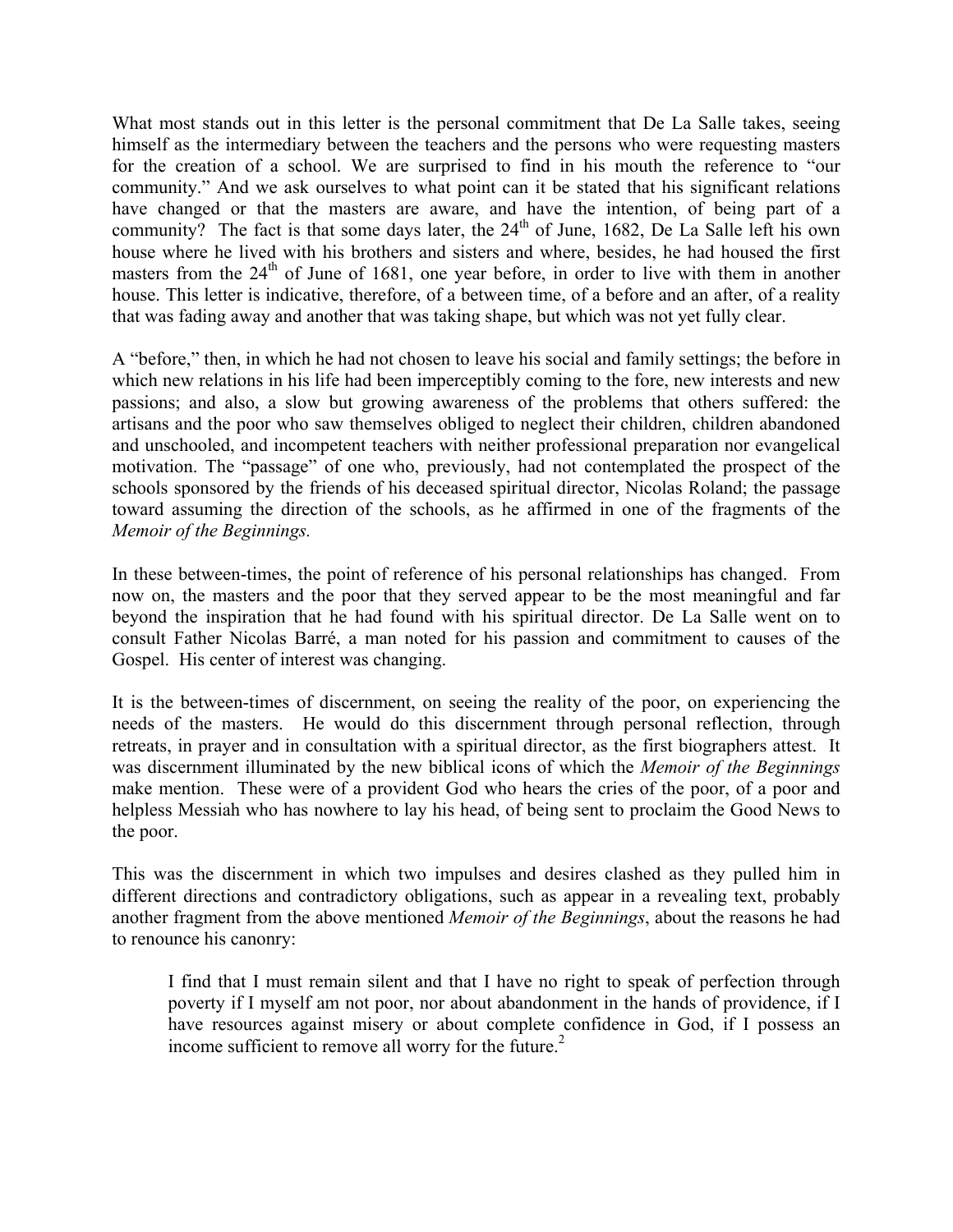What most stands out in this letter is the personal commitment that De La Salle takes, seeing himself as the intermediary between the teachers and the persons who were requesting masters for the creation of a school. We are surprised to find in his mouth the reference to "our community." And we ask ourselves to what point can it be stated that his significant relations have changed or that the masters are aware, and have the intention, of being part of a community? The fact is that some days later, the 24th of June, 1682, De La Salle left his own house where he lived with his brothers and sisters and where, besides, he had housed the first masters from the 24th of June of 1681, one year before, in order to live with them in another house. This letter is indicative, therefore, of a between time, of a before and an after, of a reality that was fading away and another that was taking shape, but which was not yet fully clear.

A "before," then, in which he had not chosen to leave his social and family settings; the before in which new relations in his life had been imperceptibly coming to the fore, new interests and new passions; and also, a slow but growing awareness of the problems that others suffered: the artisans and the poor who saw themselves obliged to neglect their children, children abandoned and unschooled, and incompetent teachers with neither professional preparation nor evangelical motivation. The "passage" of one who, previously, had not contemplated the prospect of the schools sponsored by the friends of his deceased spiritual director, Nicolas Roland; the passage toward assuming the direction of the schools, as he affirmed in one of the fragments of the *Memoir of the Beginnings.*

In these between-times, the point of reference of his personal relationships has changed. From now on, the masters and the poor that they served appear to be the most meaningful and far beyond the inspiration that he had found with his spiritual director. De La Salle went on to consult Father Nicolas Barré, a man noted for his passion and commitment to causes of the Gospel. His center of interest was changing.

It is the between-times of discernment, on seeing the reality of the poor, on experiencing the needs of the masters. He would do this discernment through personal reflection, through retreats, in prayer and in consultation with a spiritual director, as the first biographers attest. It was discernment illuminated by the new biblical icons of which the *Memoir of the Beginnings* make mention. These were of a provident God who hears the cries of the poor, of a poor and helpless Messiah who has nowhere to lay his head, of being sent to proclaim the Good News to the poor.

This was the discernment in which two impulses and desires clashed as they pulled him in different directions and contradictory obligations, such as appear in a revealing text, probably another fragment from the above mentioned *Memoir of the Beginnings*, about the reasons he had to renounce his canonry:

> I find that I must remain silent and that I have no right to speak of perfection through poverty if I myself am not poor, nor about abandonment in the hands of providence, if I have resources against misery or about complete confidence in God, if I possess an income sufficient to remove all worry for the future.[2]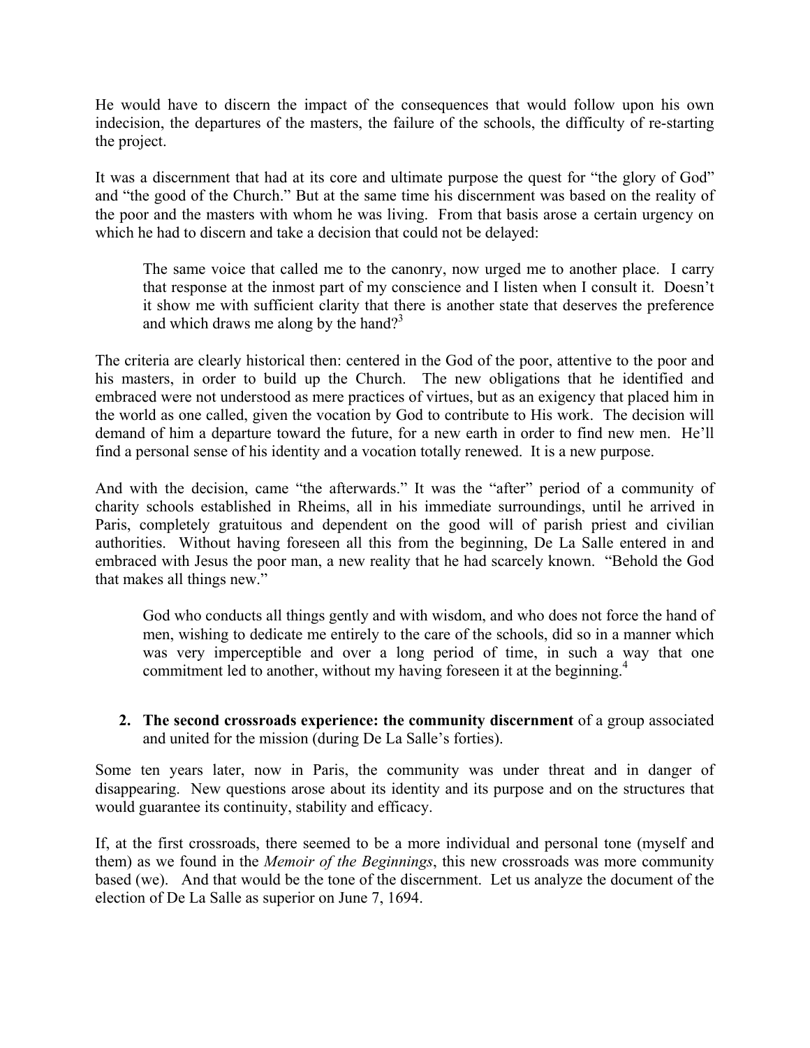He would have to discern the impact of the consequences that would follow upon his own indecision, the departures of the masters, the failure of the schools, the difficulty of re-starting the project.

It was a discernment that had at its core and ultimate purpose the quest for "the glory of God" and "the good of the Church." But at the same time his discernment was based on the reality of the poor and the masters with whom he was living. From that basis arose a certain urgency on which he had to discern and take a decision that could not be delayed:

> The same voice that called me to the canonry, now urged me to another place. I carry that response at the inmost part of my conscience and I listen when I consult it. Doesn't it show me with sufficient clarity that there is another state that deserves the preference and which draws me along by the hand?[3]

The criteria are clearly historical then: centered in the God of the poor, attentive to the poor and his masters, in order to build up the Church. The new obligations that he identified and embraced were not understood as mere practices of virtues, but as an exigency that placed him in the world as one called, given the vocation by God to contribute to His work. The decision will demand of him a departure toward the future, for a new earth in order to find new men. He'll find a personal sense of his identity and a vocation totally renewed. It is a new purpose.

And with the decision, came "the afterwards." It was the "after" period of a community of charity schools established in Rheims, all in his immediate surroundings, until he arrived in Paris, completely gratuitous and dependent on the good will of parish priest and civilian authorities. Without having foreseen all this from the beginning, De La Salle entered in and embraced with Jesus the poor man, a new reality that he had scarcely known. "Behold the God that makes all things new."

> God who conducts all things gently and with wisdom, and who does not force the hand of men, wishing to dedicate me entirely to the care of the schools, did so in a manner which was very imperceptible and over a long period of time, in such a way that one commitment led to another, without my having foreseen it at the beginning.[4]

2. **The second crossroads experience: the community discernment** of a group associated and united for the mission (during De La Salle's forties).

Some ten years later, now in Paris, the community was under threat and in danger of disappearing. New questions arose about its identity and its purpose and on the structures that would guarantee its continuity, stability and efficacy.

If, at the first crossroads, there seemed to be a more individual and personal tone (myself and them) as we found in the *Memoir of the Beginnings*, this new crossroads was more community based (we). And that would be the tone of the discernment. Let us analyze the document of the election of De La Salle as superior on June 7, 1694.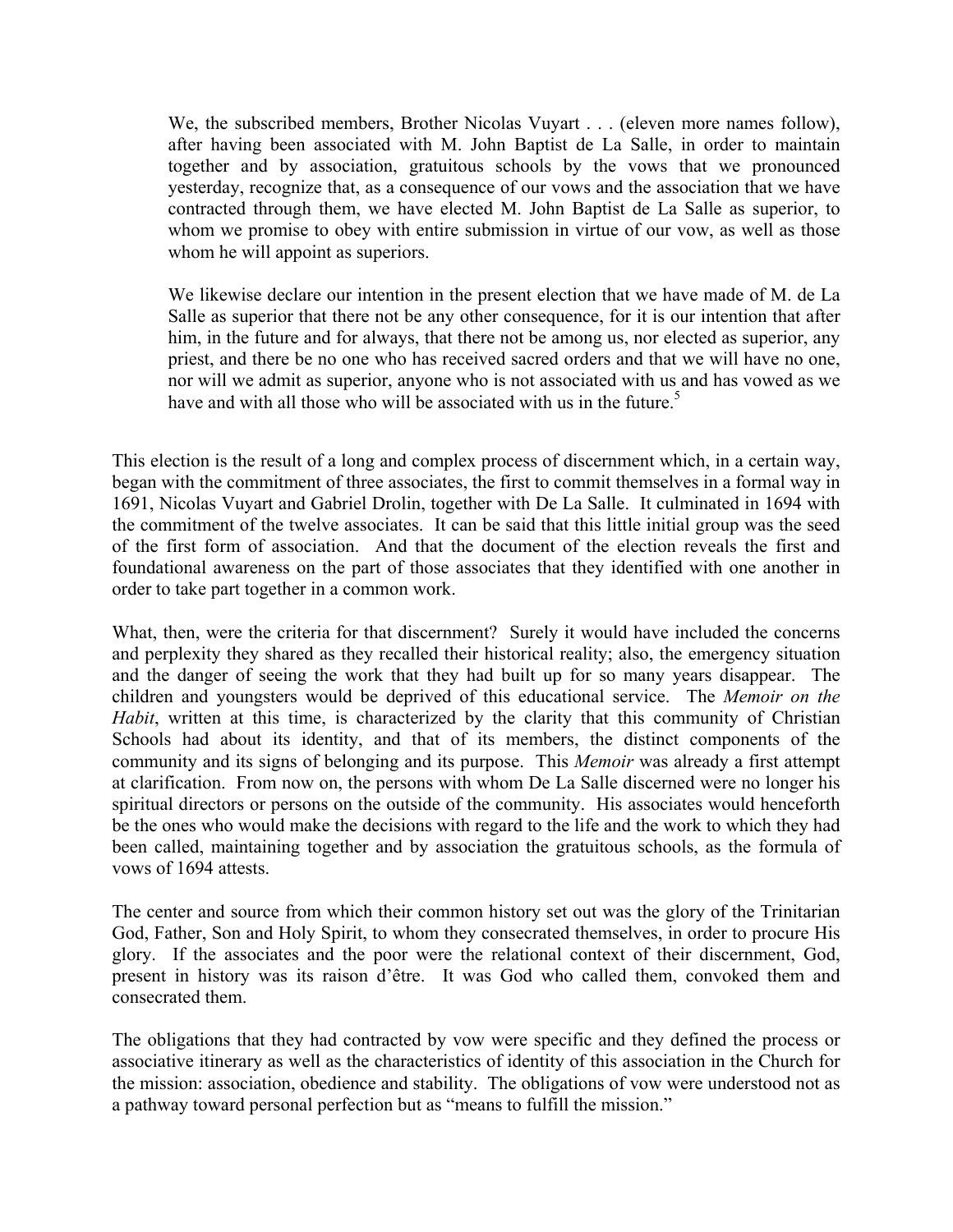> We, the subscribed members, Brother Nicolas Vuyart . . . (eleven more names follow), after having been associated with M. John Baptist de La Salle, in order to maintain together and by association, gratuitous schools by the vows that we pronounced yesterday, recognize that, as a consequence of our vows and the association that we have contracted through them, we have elected M. John Baptist de La Salle as superior, to whom we promise to obey with entire submission in virtue of our vow, as well as those whom he will appoint as superiors.
>
> We likewise declare our intention in the present election that we have made of M. de La Salle as superior that there not be any other consequence, for it is our intention that after him, in the future and for always, that there not be among us, nor elected as superior, any priest, and there be no one who has received sacred orders and that we will have no one, nor will we admit as superior, anyone who is not associated with us and has vowed as we have and with all those who will be associated with us in the future.[5]

This election is the result of a long and complex process of discernment which, in a certain way, began with the commitment of three associates, the first to commit themselves in a formal way in 1691, Nicolas Vuyart and Gabriel Drolin, together with De La Salle. It culminated in 1694 with the commitment of the twelve associates. It can be said that this little initial group was the seed of the first form of association. And that the document of the election reveals the first and foundational awareness on the part of those associates that they identified with one another in order to take part together in a common work.

What, then, were the criteria for that discernment? Surely it would have included the concerns and perplexity they shared as they recalled their historical reality; also, the emergency situation and the danger of seeing the work that they had built up for so many years disappear. The children and youngsters would be deprived of this educational service. The *Memoir on the Habit*, written at this time, is characterized by the clarity that this community of Christian Schools had about its identity, and that of its members, the distinct components of the community and its signs of belonging and its purpose. This *Memoir* was already a first attempt at clarification. From now on, the persons with whom De La Salle discerned were no longer his spiritual directors or persons on the outside of the community. His associates would henceforth be the ones who would make the decisions with regard to the life and the work to which they had been called, maintaining together and by association the gratuitous schools, as the formula of vows of 1694 attests.

The center and source from which their common history set out was the glory of the Trinitarian God, Father, Son and Holy Spirit, to whom they consecrated themselves, in order to procure His glory. If the associates and the poor were the relational context of their discernment, God, present in history was its raison d'être. It was God who called them, convoked them and consecrated them.

The obligations that they had contracted by vow were specific and they defined the process or associative itinerary as well as the characteristics of identity of this association in the Church for the mission: association, obedience and stability. The obligations of vow were understood not as a pathway toward personal perfection but as "means to fulfill the mission."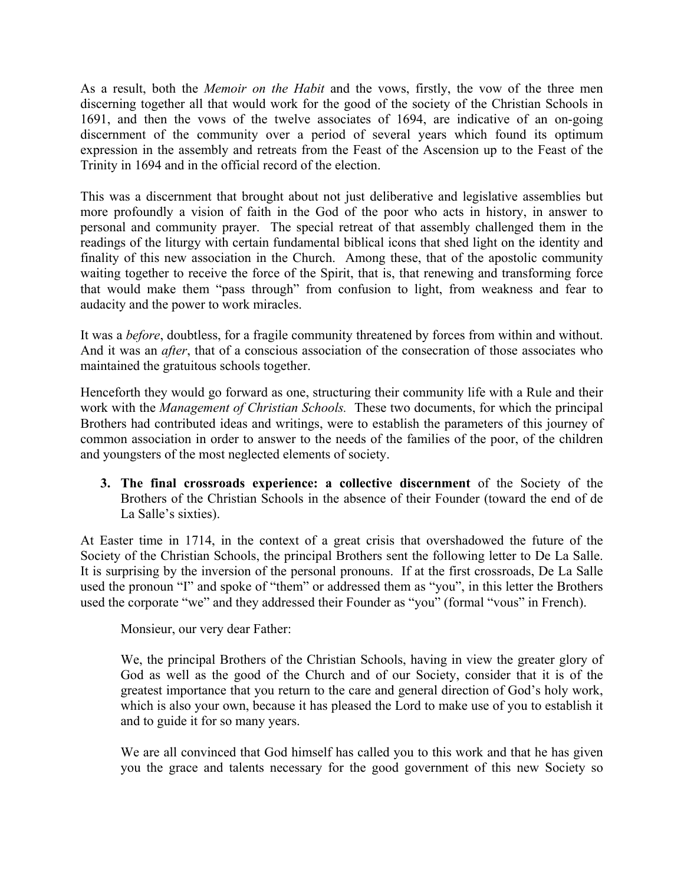As a result, both the *Memoir on the Habit* and the vows, firstly, the vow of the three men discerning together all that would work for the good of the society of the Christian Schools in 1691, and then the vows of the twelve associates of 1694, are indicative of an on-going discernment of the community over a period of several years which found its optimum expression in the assembly and retreats from the Feast of the Ascension up to the Feast of the Trinity in 1694 and in the official record of the election.

This was a discernment that brought about not just deliberative and legislative assemblies but more profoundly a vision of faith in the God of the poor who acts in history, in answer to personal and community prayer. The special retreat of that assembly challenged them in the readings of the liturgy with certain fundamental biblical icons that shed light on the identity and finality of this new association in the Church. Among these, that of the apostolic community waiting together to receive the force of the Spirit, that is, that renewing and transforming force that would make them "pass through" from confusion to light, from weakness and fear to audacity and the power to work miracles.

It was a *before*, doubtless, for a fragile community threatened by forces from within and without. And it was an *after*, that of a conscious association of the consecration of those associates who maintained the gratuitous schools together.

Henceforth they would go forward as one, structuring their community life with a Rule and their work with the *Management of Christian Schools.* These two documents, for which the principal Brothers had contributed ideas and writings, were to establish the parameters of this journey of common association in order to answer to the needs of the families of the poor, of the children and youngsters of the most neglected elements of society.

3. **The final crossroads experience: a collective discernment** of the Society of the Brothers of the Christian Schools in the absence of their Founder (toward the end of de La Salle's sixties).

At Easter time in 1714, in the context of a great crisis that overshadowed the future of the Society of the Christian Schools, the principal Brothers sent the following letter to De La Salle. It is surprising by the inversion of the personal pronouns. If at the first crossroads, De La Salle used the pronoun "I" and spoke of "them" or addressed them as "you", in this letter the Brothers used the corporate "we" and they addressed their Founder as "you" (formal "vous" in French).

> Monsieur, our very dear Father:
>
> We, the principal Brothers of the Christian Schools, having in view the greater glory of God as well as the good of the Church and of our Society, consider that it is of the greatest importance that you return to the care and general direction of God's holy work, which is also your own, because it has pleased the Lord to make use of you to establish it and to guide it for so many years.
>
> We are all convinced that God himself has called you to this work and that he has given you the grace and talents necessary for the good government of this new Society so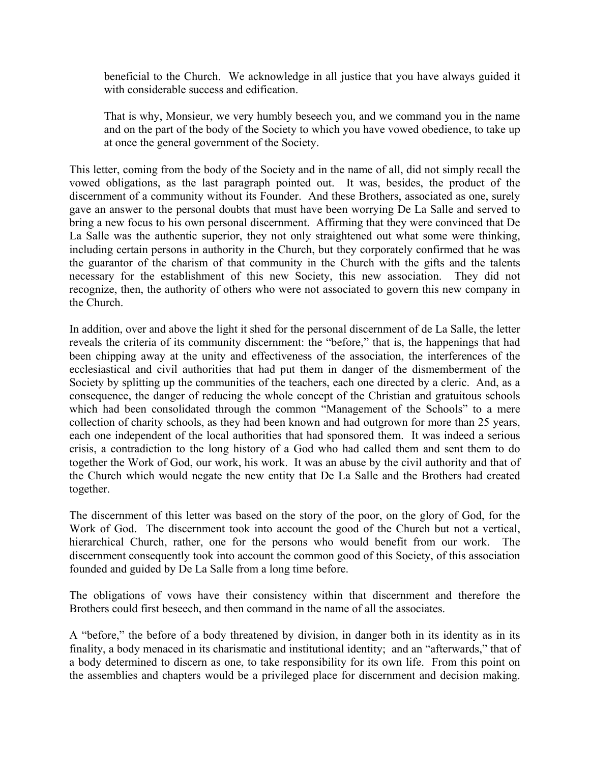> beneficial to the Church. We acknowledge in all justice that you have always guided it with considerable success and edification.
>
> That is why, Monsieur, we very humbly beseech you, and we command you in the name and on the part of the body of the Society to which you have vowed obedience, to take up at once the general government of the Society.

This letter, coming from the body of the Society and in the name of all, did not simply recall the vowed obligations, as the last paragraph pointed out. It was, besides, the product of the discernment of a community without its Founder. And these Brothers, associated as one, surely gave an answer to the personal doubts that must have been worrying De La Salle and served to bring a new focus to his own personal discernment. Affirming that they were convinced that De La Salle was the authentic superior, they not only straightened out what some were thinking, including certain persons in authority in the Church, but they corporately confirmed that he was the guarantor of the charism of that community in the Church with the gifts and the talents necessary for the establishment of this new Society, this new association. They did not recognize, then, the authority of others who were not associated to govern this new company in the Church.

In addition, over and above the light it shed for the personal discernment of de La Salle, the letter reveals the criteria of its community discernment: the "before," that is, the happenings that had been chipping away at the unity and effectiveness of the association, the interferences of the ecclesiastical and civil authorities that had put them in danger of the dismemberment of the Society by splitting up the communities of the teachers, each one directed by a cleric. And, as a consequence, the danger of reducing the whole concept of the Christian and gratuitous schools which had been consolidated through the common "Management of the Schools" to a mere collection of charity schools, as they had been known and had outgrown for more than 25 years, each one independent of the local authorities that had sponsored them. It was indeed a serious crisis, a contradiction to the long history of a God who had called them and sent them to do together the Work of God, our work, his work. It was an abuse by the civil authority and that of the Church which would negate the new entity that De La Salle and the Brothers had created together.

The discernment of this letter was based on the story of the poor, on the glory of God, for the Work of God. The discernment took into account the good of the Church but not a vertical, hierarchical Church, rather, one for the persons who would benefit from our work. The discernment consequently took into account the common good of this Society, of this association founded and guided by De La Salle from a long time before.

The obligations of vows have their consistency within that discernment and therefore the Brothers could first beseech, and then command in the name of all the associates.

A "before," the before of a body threatened by division, in danger both in its identity as in its finality, a body menaced in its charismatic and institutional identity; and an "afterwards," that of a body determined to discern as one, to take responsibility for its own life. From this point on the assemblies and chapters would be a privileged place for discernment and decision making.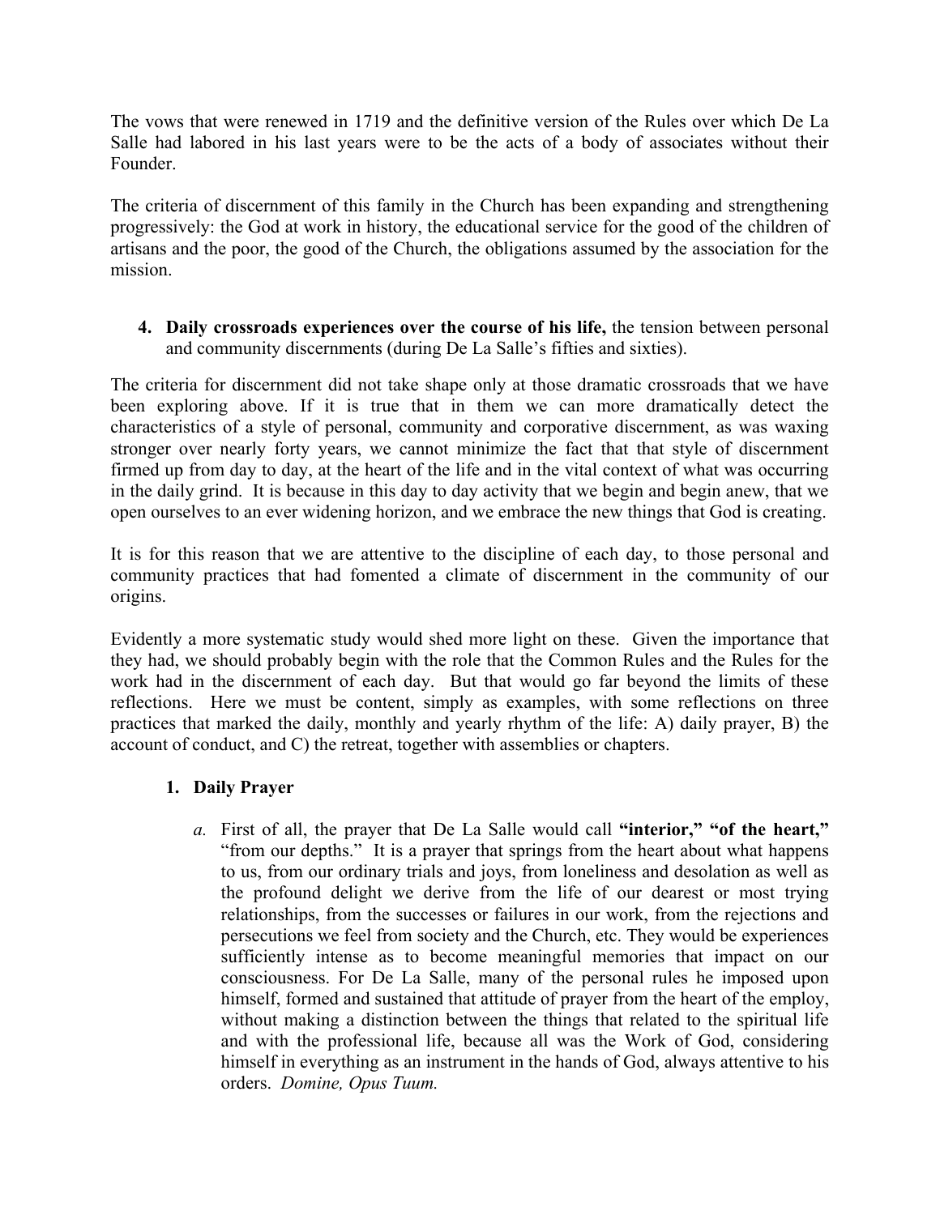The vows that were renewed in 1719 and the definitive version of the Rules over which De La Salle had labored in his last years were to be the acts of a body of associates without their Founder.

The criteria of discernment of this family in the Church has been expanding and strengthening progressively: the God at work in history, the educational service for the good of the children of artisans and the poor, the good of the Church, the obligations assumed by the association for the mission.

4. **Daily crossroads experiences over the course of his life,** the tension between personal and community discernments (during De La Salle's fifties and sixties).

The criteria for discernment did not take shape only at those dramatic crossroads that we have been exploring above. If it is true that in them we can more dramatically detect the characteristics of a style of personal, community and corporative discernment, as was waxing stronger over nearly forty years, we cannot minimize the fact that that style of discernment firmed up from day to day, at the heart of the life and in the vital context of what was occurring in the daily grind. It is because in this day to day activity that we begin and begin anew, that we open ourselves to an ever widening horizon, and we embrace the new things that God is creating.

It is for this reason that we are attentive to the discipline of each day, to those personal and community practices that had fomented a climate of discernment in the community of our origins.

Evidently a more systematic study would shed more light on these. Given the importance that they had, we should probably begin with the role that the Common Rules and the Rules for the work had in the discernment of each day. But that would go far beyond the limits of these reflections. Here we must be content, simply as examples, with some reflections on three practices that marked the daily, monthly and yearly rhythm of the life: A) daily prayer, B) the account of conduct, and C) the retreat, together with assemblies or chapters.

1. **Daily Prayer**

   *a.* First of all, the prayer that De La Salle would call **"interior," "of the heart,"** "from our depths." It is a prayer that springs from the heart about what happens to us, from our ordinary trials and joys, from loneliness and desolation as well as the profound delight we derive from the life of our dearest or most trying relationships, from the successes or failures in our work, from the rejections and persecutions we feel from society and the Church, etc. They would be experiences sufficiently intense as to become meaningful memories that impact on our consciousness. For De La Salle, many of the personal rules he imposed upon himself, formed and sustained that attitude of prayer from the heart of the employ, without making a distinction between the things that related to the spiritual life and with the professional life, because all was the Work of God, considering himself in everything as an instrument in the hands of God, always attentive to his orders. *Domine, Opus Tuum.*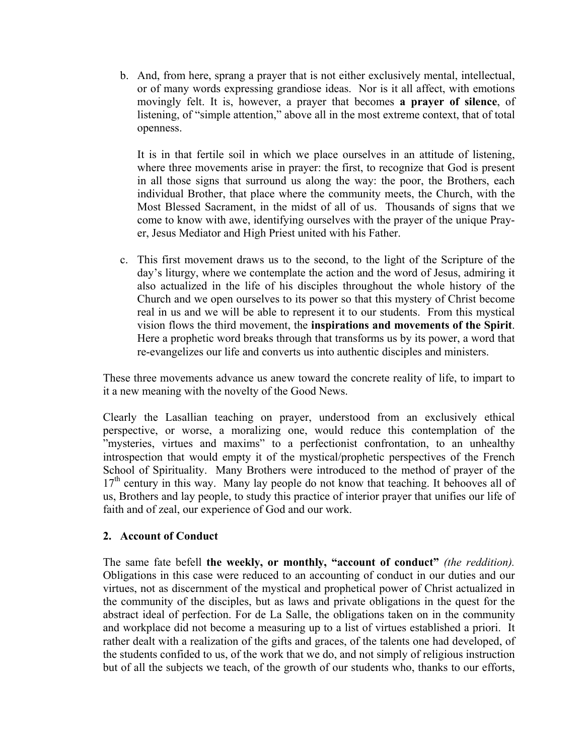b. And, from here, sprang a prayer that is not either exclusively mental, intellectual, or of many words expressing grandiose ideas. Nor is it all affect, with emotions movingly felt. It is, however, a prayer that becomes **a prayer of silence**, of listening, of "simple attention," above all in the most extreme context, that of total openness.

   It is in that fertile soil in which we place ourselves in an attitude of listening, where three movements arise in prayer: the first, to recognize that God is present in all those signs that surround us along the way: the poor, the Brothers, each individual Brother, that place where the community meets, the Church, with the Most Blessed Sacrament, in the midst of all of us. Thousands of signs that we come to know with awe, identifying ourselves with the prayer of the unique Pray-er, Jesus Mediator and High Priest united with his Father.

c. This first movement draws us to the second, to the light of the Scripture of the day's liturgy, where we contemplate the action and the word of Jesus, admiring it also actualized in the life of his disciples throughout the whole history of the Church and we open ourselves to its power so that this mystery of Christ become real in us and we will be able to represent it to our students. From this mystical vision flows the third movement, the **inspirations and movements of the Spirit**. Here a prophetic word breaks through that transforms us by its power, a word that re-evangelizes our life and converts us into authentic disciples and ministers.

These three movements advance us anew toward the concrete reality of life, to impart to it a new meaning with the novelty of the Good News.

Clearly the Lasallian teaching on prayer, understood from an exclusively ethical perspective, or worse, a moralizing one, would reduce this contemplation of the "mysteries, virtues and maxims" to a perfectionist confrontation, to an unhealthy introspection that would empty it of the mystical/prophetic perspectives of the French School of Spirituality. Many Brothers were introduced to the method of prayer of the 17th century in this way. Many lay people do not know that teaching. It behooves all of us, Brothers and lay people, to study this practice of interior prayer that unifies our life of faith and of zeal, our experience of God and our work.

## 2. Account of Conduct

The same fate befell **the weekly, or monthly, "account of conduct"** *(the reddition).* Obligations in this case were reduced to an accounting of conduct in our duties and our virtues, not as discernment of the mystical and prophetical power of Christ actualized in the community of the disciples, but as laws and private obligations in the quest for the abstract ideal of perfection. For de La Salle, the obligations taken on in the community and workplace did not become a measuring up to a list of virtues established a priori. It rather dealt with a realization of the gifts and graces, of the talents one had developed, of the students confided to us, of the work that we do, and not simply of religious instruction but of all the subjects we teach, of the growth of our students who, thanks to our efforts,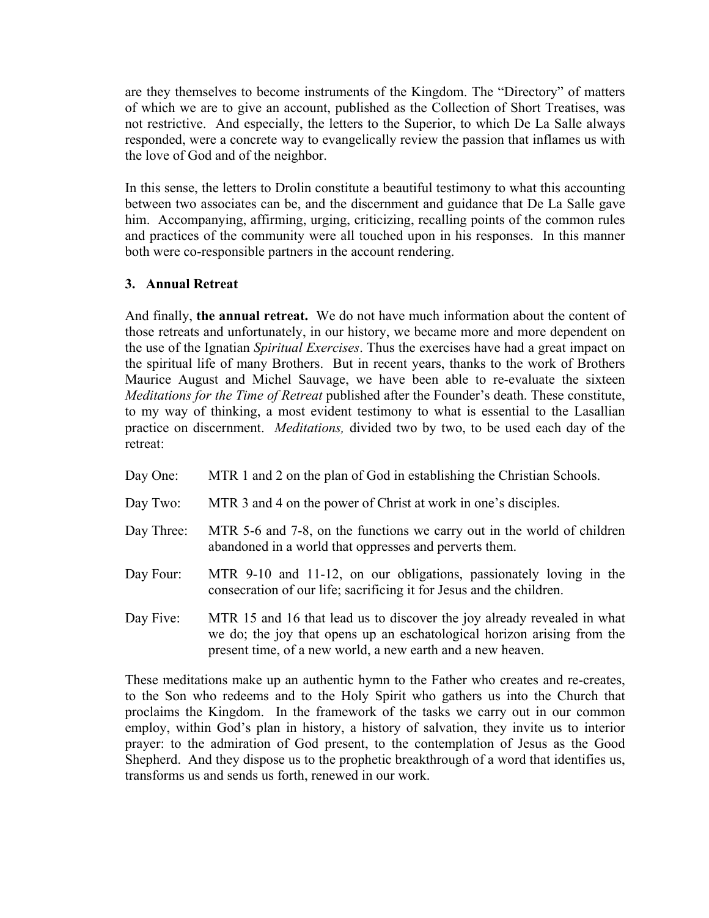are they themselves to become instruments of the Kingdom. The "Directory" of matters of which we are to give an account, published as the Collection of Short Treatises, was not restrictive. And especially, the letters to the Superior, to which De La Salle always responded, were a concrete way to evangelically review the passion that inflames us with the love of God and of the neighbor.

In this sense, the letters to Drolin constitute a beautiful testimony to what this accounting between two associates can be, and the discernment and guidance that De La Salle gave him. Accompanying, affirming, urging, criticizing, recalling points of the common rules and practices of the community were all touched upon in his responses. In this manner both were co-responsible partners in the account rendering.

### 3. Annual Retreat

And finally, **the annual retreat.** We do not have much information about the content of those retreats and unfortunately, in our history, we became more and more dependent on the use of the Ignatian *Spiritual Exercises*. Thus the exercises have had a great impact on the spiritual life of many Brothers. But in recent years, thanks to the work of Brothers Maurice August and Michel Sauvage, we have been able to re-evaluate the sixteen *Meditations for the Time of Retreat* published after the Founder's death. These constitute, to my way of thinking, a most evident testimony to what is essential to the Lasallian practice on discernment. *Meditations,* divided two by two, to be used each day of the retreat:

Day One: MTR 1 and 2 on the plan of God in establishing the Christian Schools.

Day Two: MTR 3 and 4 on the power of Christ at work in one's disciples.

Day Three: MTR 5-6 and 7-8, on the functions we carry out in the world of children abandoned in a world that oppresses and perverts them.

Day Four: MTR 9-10 and 11-12, on our obligations, passionately loving in the consecration of our life; sacrificing it for Jesus and the children.

Day Five: MTR 15 and 16 that lead us to discover the joy already revealed in what we do; the joy that opens up an eschatological horizon arising from the present time, of a new world, a new earth and a new heaven.

These meditations make up an authentic hymn to the Father who creates and re-creates, to the Son who redeems and to the Holy Spirit who gathers us into the Church that proclaims the Kingdom. In the framework of the tasks we carry out in our common employ, within God's plan in history, a history of salvation, they invite us to interior prayer: to the admiration of God present, to the contemplation of Jesus as the Good Shepherd. And they dispose us to the prophetic breakthrough of a word that identifies us, transforms us and sends us forth, renewed in our work.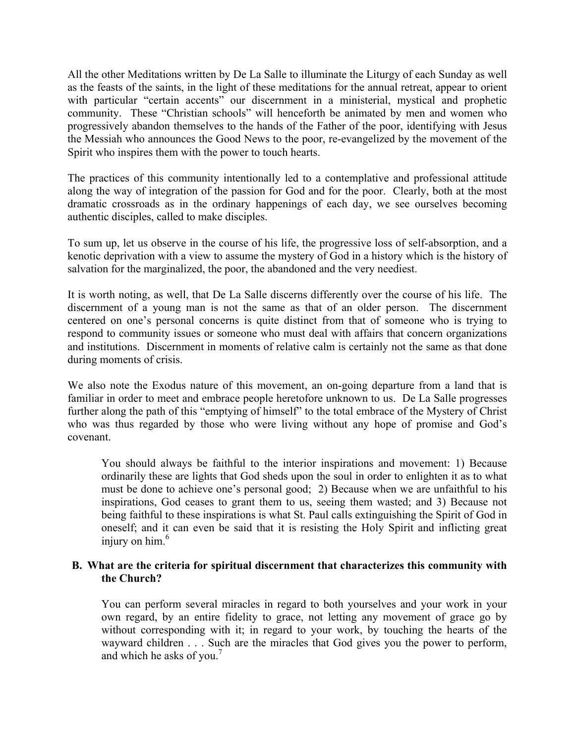All the other Meditations written by De La Salle to illuminate the Liturgy of each Sunday as well as the feasts of the saints, in the light of these meditations for the annual retreat, appear to orient with particular "certain accents" our discernment in a ministerial, mystical and prophetic community. These "Christian schools" will henceforth be animated by men and women who progressively abandon themselves to the hands of the Father of the poor, identifying with Jesus the Messiah who announces the Good News to the poor, re-evangelized by the movement of the Spirit who inspires them with the power to touch hearts.

The practices of this community intentionally led to a contemplative and professional attitude along the way of integration of the passion for God and for the poor. Clearly, both at the most dramatic crossroads as in the ordinary happenings of each day, we see ourselves becoming authentic disciples, called to make disciples.

To sum up, let us observe in the course of his life, the progressive loss of self-absorption, and a kenotic deprivation with a view to assume the mystery of God in a history which is the history of salvation for the marginalized, the poor, the abandoned and the very neediest.

It is worth noting, as well, that De La Salle discerns differently over the course of his life. The discernment of a young man is not the same as that of an older person. The discernment centered on one's personal concerns is quite distinct from that of someone who is trying to respond to community issues or someone who must deal with affairs that concern organizations and institutions. Discernment in moments of relative calm is certainly not the same as that done during moments of crisis.

We also note the Exodus nature of this movement, an on-going departure from a land that is familiar in order to meet and embrace people heretofore unknown to us. De La Salle progresses further along the path of this "emptying of himself" to the total embrace of the Mystery of Christ who was thus regarded by those who were living without any hope of promise and God's covenant.

> You should always be faithful to the interior inspirations and movement: 1) Because ordinarily these are lights that God sheds upon the soul in order to enlighten it as to what must be done to achieve one's personal good; 2) Because when we are unfaithful to his inspirations, God ceases to grant them to us, seeing them wasted; and 3) Because not being faithful to these inspirations is what St. Paul calls extinguishing the Spirit of God in oneself; and it can even be said that it is resisting the Holy Spirit and inflicting great injury on him.[6]

### B. What are the criteria for spiritual discernment that characterizes this community with the Church?

> You can perform several miracles in regard to both yourselves and your work in your own regard, by an entire fidelity to grace, not letting any movement of grace go by without corresponding with it; in regard to your work, by touching the hearts of the wayward children . . . Such are the miracles that God gives you the power to perform, and which he asks of you.[7]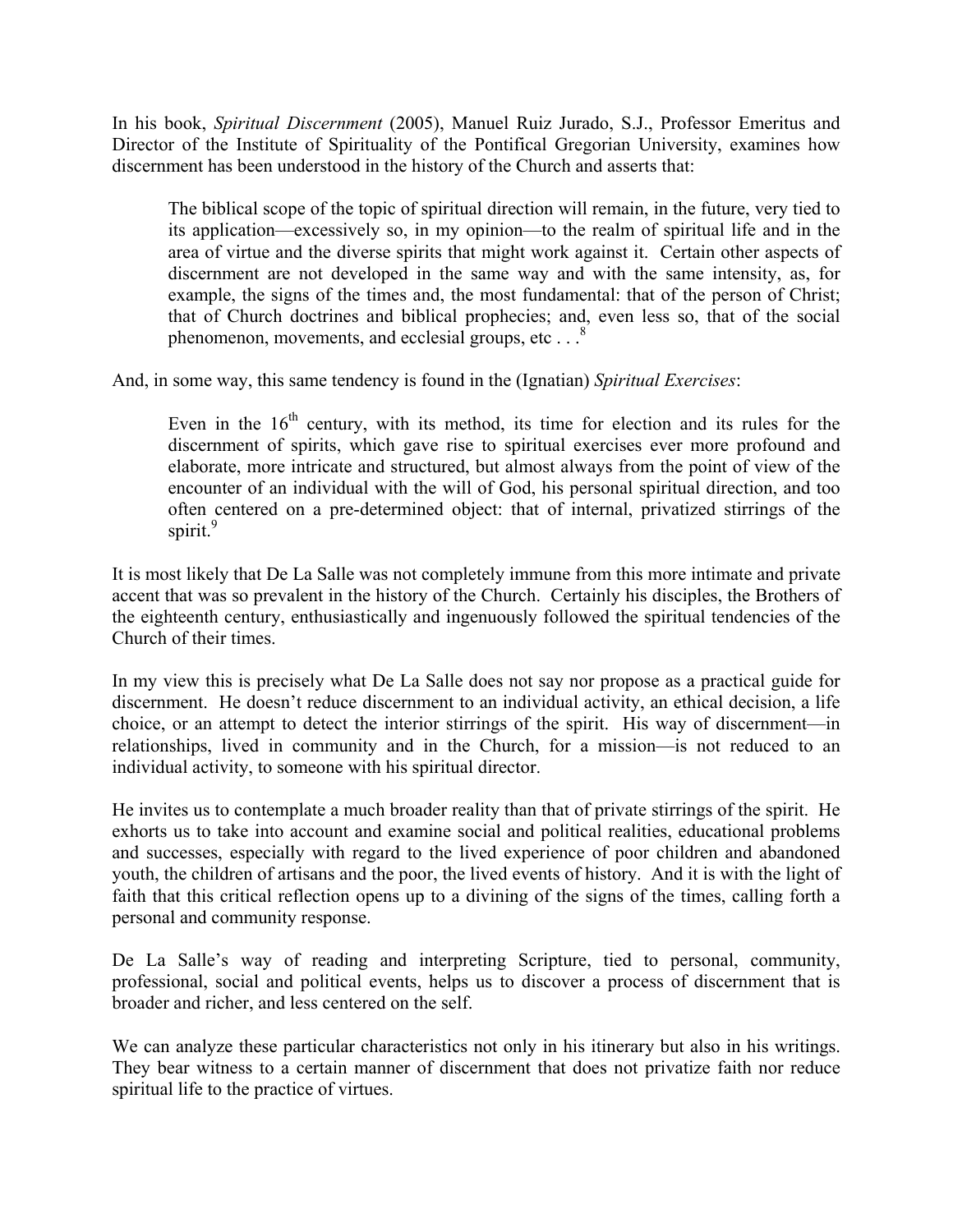In his book, *Spiritual Discernment* (2005), Manuel Ruiz Jurado, S.J., Professor Emeritus and Director of the Institute of Spirituality of the Pontifical Gregorian University, examines how discernment has been understood in the history of the Church and asserts that:

> The biblical scope of the topic of spiritual direction will remain, in the future, very tied to its application—excessively so, in my opinion—to the realm of spiritual life and in the area of virtue and the diverse spirits that might work against it. Certain other aspects of discernment are not developed in the same way and with the same intensity, as, for example, the signs of the times and, the most fundamental: that of the person of Christ; that of Church doctrines and biblical prophecies; and, even less so, that of the social phenomenon, movements, and ecclesial groups, etc . . .[8]

And, in some way, this same tendency is found in the (Ignatian) *Spiritual Exercises*:

> Even in the 16th century, with its method, its time for election and its rules for the discernment of spirits, which gave rise to spiritual exercises ever more profound and elaborate, more intricate and structured, but almost always from the point of view of the encounter of an individual with the will of God, his personal spiritual direction, and too often centered on a pre-determined object: that of internal, privatized stirrings of the spirit.[9]

It is most likely that De La Salle was not completely immune from this more intimate and private accent that was so prevalent in the history of the Church. Certainly his disciples, the Brothers of the eighteenth century, enthusiastically and ingenuously followed the spiritual tendencies of the Church of their times.

In my view this is precisely what De La Salle does not say nor propose as a practical guide for discernment. He doesn't reduce discernment to an individual activity, an ethical decision, a life choice, or an attempt to detect the interior stirrings of the spirit. His way of discernment—in relationships, lived in community and in the Church, for a mission—is not reduced to an individual activity, to someone with his spiritual director.

He invites us to contemplate a much broader reality than that of private stirrings of the spirit. He exhorts us to take into account and examine social and political realities, educational problems and successes, especially with regard to the lived experience of poor children and abandoned youth, the children of artisans and the poor, the lived events of history. And it is with the light of faith that this critical reflection opens up to a divining of the signs of the times, calling forth a personal and community response.

De La Salle's way of reading and interpreting Scripture, tied to personal, community, professional, social and political events, helps us to discover a process of discernment that is broader and richer, and less centered on the self.

We can analyze these particular characteristics not only in his itinerary but also in his writings. They bear witness to a certain manner of discernment that does not privatize faith nor reduce spiritual life to the practice of virtues.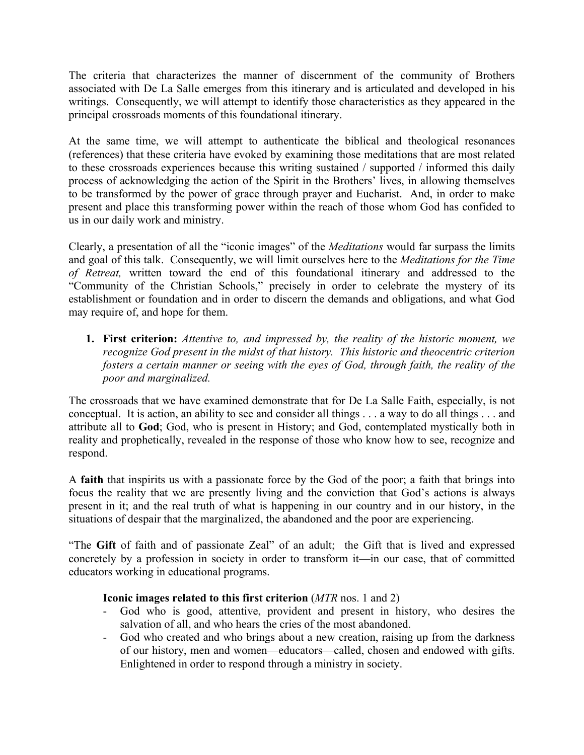The criteria that characterizes the manner of discernment of the community of Brothers associated with De La Salle emerges from this itinerary and is articulated and developed in his writings. Consequently, we will attempt to identify those characteristics as they appeared in the principal crossroads moments of this foundational itinerary.

At the same time, we will attempt to authenticate the biblical and theological resonances (references) that these criteria have evoked by examining those meditations that are most related to these crossroads experiences because this writing sustained / supported / informed this daily process of acknowledging the action of the Spirit in the Brothers' lives, in allowing themselves to be transformed by the power of grace through prayer and Eucharist. And, in order to make present and place this transforming power within the reach of those whom God has confided to us in our daily work and ministry.

Clearly, a presentation of all the "iconic images" of the *Meditations* would far surpass the limits and goal of this talk. Consequently, we will limit ourselves here to the *Meditations for the Time of Retreat,* written toward the end of this foundational itinerary and addressed to the "Community of the Christian Schools," precisely in order to celebrate the mystery of its establishment or foundation and in order to discern the demands and obligations, and what God may require of, and hope for them.

1. **First criterion:** *Attentive to, and impressed by, the reality of the historic moment, we recognize God present in the midst of that history. This historic and theocentric criterion fosters a certain manner or seeing with the eyes of God, through faith, the reality of the poor and marginalized.*

The crossroads that we have examined demonstrate that for De La Salle Faith, especially, is not conceptual. It is action, an ability to see and consider all things . . . a way to do all things . . . and attribute all to **God**; God, who is present in History; and God, contemplated mystically both in reality and prophetically, revealed in the response of those who know how to see, recognize and respond.

A **faith** that inspirits us with a passionate force by the God of the poor; a faith that brings into focus the reality that we are presently living and the conviction that God's actions is always present in it; and the real truth of what is happening in our country and in our history, in the situations of despair that the marginalized, the abandoned and the poor are experiencing.

"The **Gift** of faith and of passionate Zeal" of an adult; the Gift that is lived and expressed concretely by a profession in society in order to transform it—in our case, that of committed educators working in educational programs.

**Iconic images related to this first criterion** (*MTR* nos. 1 and 2)

- God who is good, attentive, provident and present in history, who desires the salvation of all, and who hears the cries of the most abandoned.
- God who created and who brings about a new creation, raising up from the darkness of our history, men and women—educators—called, chosen and endowed with gifts. Enlightened in order to respond through a ministry in society.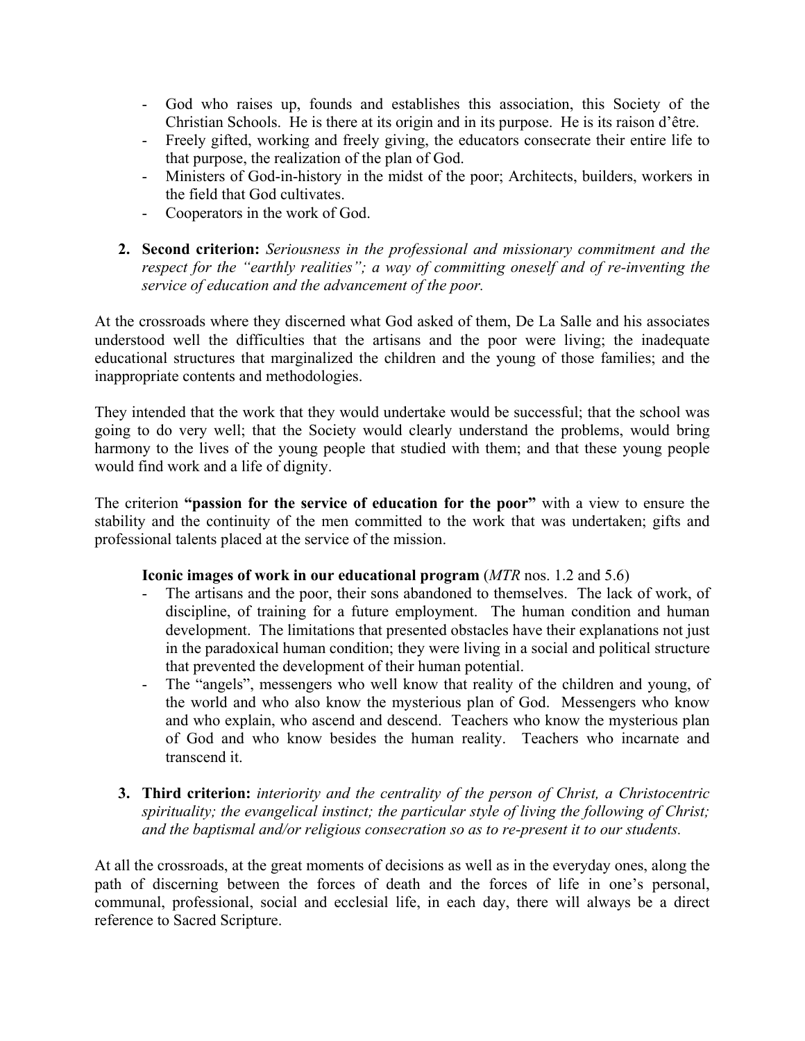- God who raises up, founds and establishes this association, this Society of the Christian Schools. He is there at its origin and in its purpose. He is its raison d'être.
- Freely gifted, working and freely giving, the educators consecrate their entire life to that purpose, the realization of the plan of God.
- Ministers of God-in-history in the midst of the poor; Architects, builders, workers in the field that God cultivates.
- Cooperators in the work of God.

2. **Second criterion:** *Seriousness in the professional and missionary commitment and the respect for the "earthly realities"; a way of committing oneself and of re-inventing the service of education and the advancement of the poor.*

At the crossroads where they discerned what God asked of them, De La Salle and his associates understood well the difficulties that the artisans and the poor were living; the inadequate educational structures that marginalized the children and the young of those families; and the inappropriate contents and methodologies.

They intended that the work that they would undertake would be successful; that the school was going to do very well; that the Society would clearly understand the problems, would bring harmony to the lives of the young people that studied with them; and that these young people would find work and a life of dignity.

The criterion **"passion for the service of education for the poor"** with a view to ensure the stability and the continuity of the men committed to the work that was undertaken; gifts and professional talents placed at the service of the mission.

**Iconic images of work in our educational program** (*MTR* nos. 1.2 and 5.6)

- The artisans and the poor, their sons abandoned to themselves. The lack of work, of discipline, of training for a future employment. The human condition and human development. The limitations that presented obstacles have their explanations not just in the paradoxical human condition; they were living in a social and political structure that prevented the development of their human potential.
- The "angels", messengers who well know that reality of the children and young, of the world and who also know the mysterious plan of God. Messengers who know and who explain, who ascend and descend. Teachers who know the mysterious plan of God and who know besides the human reality. Teachers who incarnate and transcend it.

3. **Third criterion:** *interiority and the centrality of the person of Christ, a Christocentric spirituality; the evangelical instinct; the particular style of living the following of Christ; and the baptismal and/or religious consecration so as to re-present it to our students.*

At all the crossroads, at the great moments of decisions as well as in the everyday ones, along the path of discerning between the forces of death and the forces of life in one's personal, communal, professional, social and ecclesial life, in each day, there will always be a direct reference to Sacred Scripture.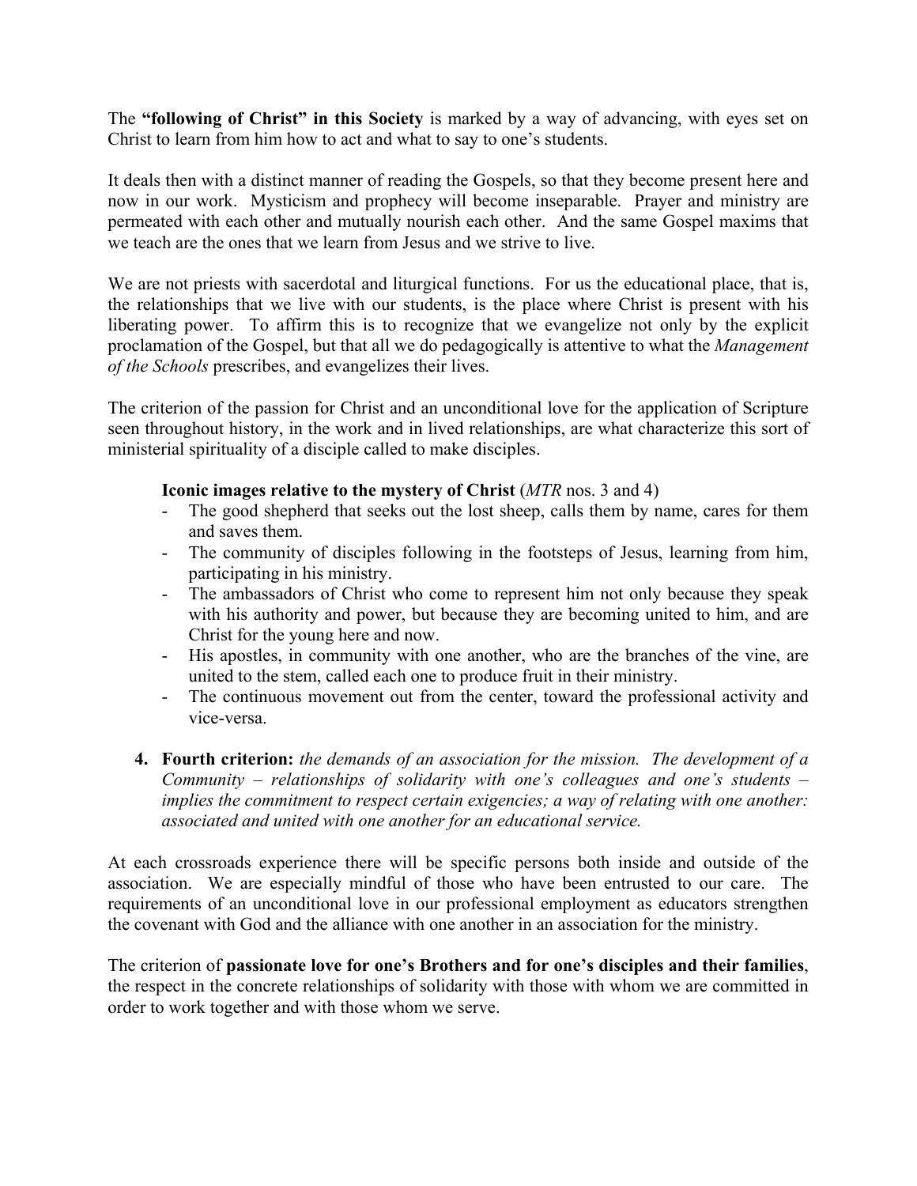The **"following of Christ" in this Society** is marked by a way of advancing, with eyes set on Christ to learn from him how to act and what to say to one's students.

It deals then with a distinct manner of reading the Gospels, so that they become present here and now in our work. Mysticism and prophecy will become inseparable. Prayer and ministry are permeated with each other and mutually nourish each other. And the same Gospel maxims that we teach are the ones that we learn from Jesus and we strive to live.

We are not priests with sacerdotal and liturgical functions. For us the educational place, that is, the relationships that we live with our students, is the place where Christ is present with his liberating power. To affirm this is to recognize that we evangelize not only by the explicit proclamation of the Gospel, but that all we do pedagogically is attentive to what the *Management of the Schools* prescribes, and evangelizes their lives.

The criterion of the passion for Christ and an unconditional love for the application of Scripture seen throughout history, in the work and in lived relationships, are what characterize this sort of ministerial spirituality of a disciple called to make disciples.

**Iconic images relative to the mystery of Christ** (*MTR* nos. 3 and 4)

- The good shepherd that seeks out the lost sheep, calls them by name, cares for them and saves them.
- The community of disciples following in the footsteps of Jesus, learning from him, participating in his ministry.
- The ambassadors of Christ who come to represent him not only because they speak with his authority and power, but because they are becoming united to him, and are Christ for the young here and now.
- His apostles, in community with one another, who are the branches of the vine, are united to the stem, called each one to produce fruit in their ministry.
- The continuous movement out from the center, toward the professional activity and vice-versa.

4. **Fourth criterion:** *the demands of an association for the mission. The development of a Community – relationships of solidarity with one's colleagues and one's students – implies the commitment to respect certain exigencies; a way of relating with one another: associated and united with one another for an educational service.*

At each crossroads experience there will be specific persons both inside and outside of the association. We are especially mindful of those who have been entrusted to our care. The requirements of an unconditional love in our professional employment as educators strengthen the covenant with God and the alliance with one another in an association for the ministry.

The criterion of **passionate love for one's Brothers and for one's disciples and their families**, the respect in the concrete relationships of solidarity with those with whom we are committed in order to work together and with those whom we serve.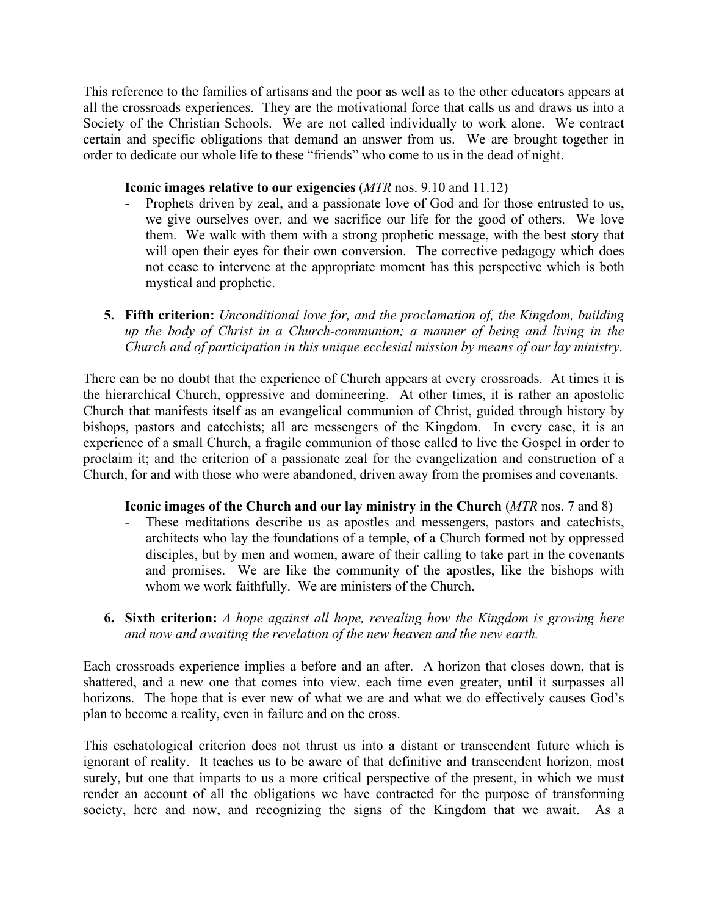This reference to the families of artisans and the poor as well as to the other educators appears at all the crossroads experiences. They are the motivational force that calls us and draws us into a Society of the Christian Schools. We are not called individually to work alone. We contract certain and specific obligations that demand an answer from us. We are brought together in order to dedicate our whole life to these "friends" who come to us in the dead of night.

**Iconic images relative to our exigencies** (*MTR* nos. 9.10 and 11.12)

- Prophets driven by zeal, and a passionate love of God and for those entrusted to us, we give ourselves over, and we sacrifice our life for the good of others. We love them. We walk with them with a strong prophetic message, with the best story that will open their eyes for their own conversion. The corrective pedagogy which does not cease to intervene at the appropriate moment has this perspective which is both mystical and prophetic.

5. **Fifth criterion:** *Unconditional love for, and the proclamation of, the Kingdom, building up the body of Christ in a Church-communion; a manner of being and living in the Church and of participation in this unique ecclesial mission by means of our lay ministry.*

There can be no doubt that the experience of Church appears at every crossroads. At times it is the hierarchical Church, oppressive and domineering. At other times, it is rather an apostolic Church that manifests itself as an evangelical communion of Christ, guided through history by bishops, pastors and catechists; all are messengers of the Kingdom. In every case, it is an experience of a small Church, a fragile communion of those called to live the Gospel in order to proclaim it; and the criterion of a passionate zeal for the evangelization and construction of a Church, for and with those who were abandoned, driven away from the promises and covenants.

**Iconic images of the Church and our lay ministry in the Church** (*MTR* nos. 7 and 8)

- These meditations describe us as apostles and messengers, pastors and catechists, architects who lay the foundations of a temple, of a Church formed not by oppressed disciples, but by men and women, aware of their calling to take part in the covenants and promises. We are like the community of the apostles, like the bishops with whom we work faithfully. We are ministers of the Church.

6. **Sixth criterion:** *A hope against all hope, revealing how the Kingdom is growing here and now and awaiting the revelation of the new heaven and the new earth.*

Each crossroads experience implies a before and an after. A horizon that closes down, that is shattered, and a new one that comes into view, each time even greater, until it surpasses all horizons. The hope that is ever new of what we are and what we do effectively causes God's plan to become a reality, even in failure and on the cross.

This eschatological criterion does not thrust us into a distant or transcendent future which is ignorant of reality. It teaches us to be aware of that definitive and transcendent horizon, most surely, but one that imparts to us a more critical perspective of the present, in which we must render an account of all the obligations we have contracted for the purpose of transforming society, here and now, and recognizing the signs of the Kingdom that we await. As a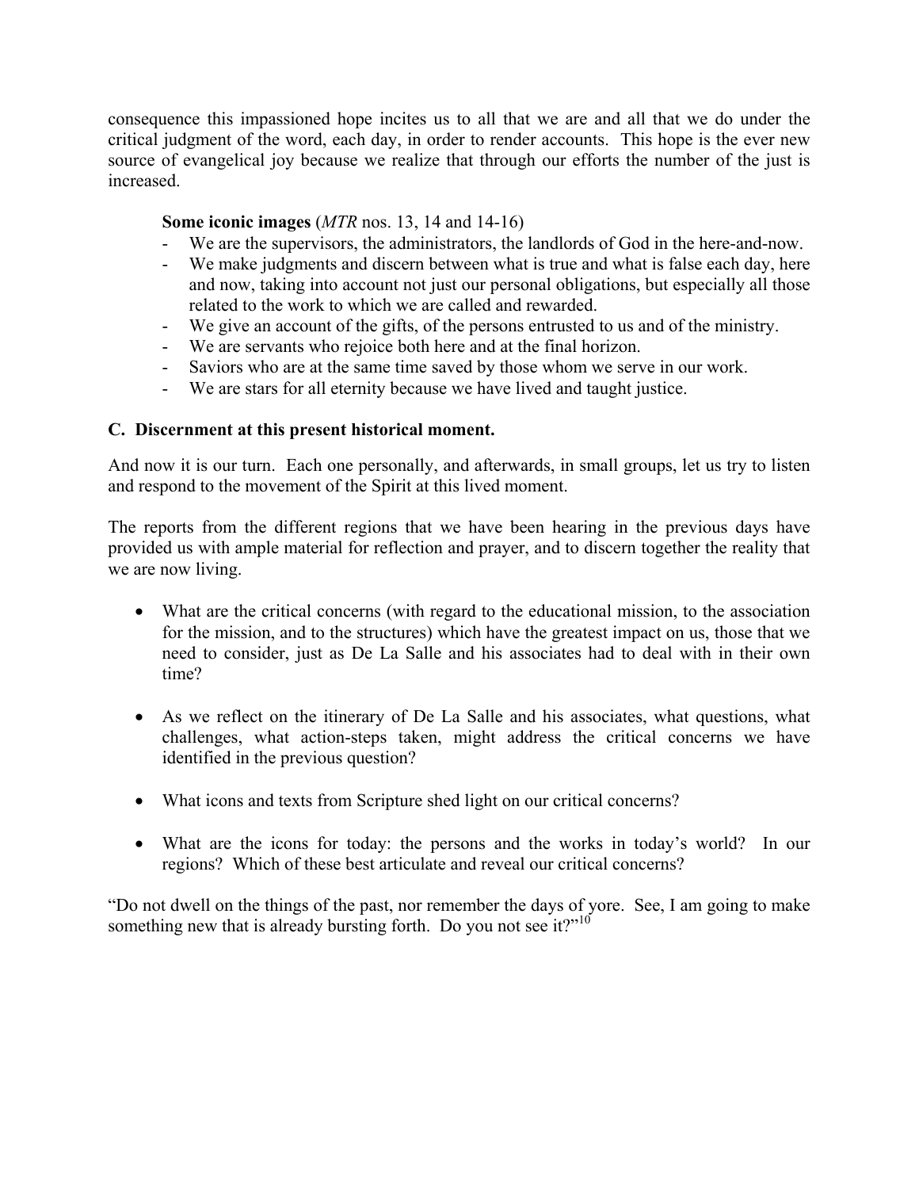consequence this impassioned hope incites us to all that we are and all that we do under the critical judgment of the word, each day, in order to render accounts. This hope is the ever new source of evangelical joy because we realize that through our efforts the number of the just is increased.

**Some iconic images** (*MTR* nos. 13, 14 and 14-16)

- We are the supervisors, the administrators, the landlords of God in the here-and-now.
- We make judgments and discern between what is true and what is false each day, here and now, taking into account not just our personal obligations, but especially all those related to the work to which we are called and rewarded.
- We give an account of the gifts, of the persons entrusted to us and of the ministry.
- We are servants who rejoice both here and at the final horizon.
- Saviors who are at the same time saved by those whom we serve in our work.
- We are stars for all eternity because we have lived and taught justice.

### C. Discernment at this present historical moment.

And now it is our turn. Each one personally, and afterwards, in small groups, let us try to listen and respond to the movement of the Spirit at this lived moment.

The reports from the different regions that we have been hearing in the previous days have provided us with ample material for reflection and prayer, and to discern together the reality that we are now living.

- What are the critical concerns (with regard to the educational mission, to the association for the mission, and to the structures) which have the greatest impact on us, those that we need to consider, just as De La Salle and his associates had to deal with in their own time?

- As we reflect on the itinerary of De La Salle and his associates, what questions, what challenges, what action-steps taken, might address the critical concerns we have identified in the previous question?

- What icons and texts from Scripture shed light on our critical concerns?

- What are the icons for today: the persons and the works in today's world? In our regions? Which of these best articulate and reveal our critical concerns?

"Do not dwell on the things of the past, nor remember the days of yore. See, I am going to make something new that is already bursting forth. Do you not see it?"[10]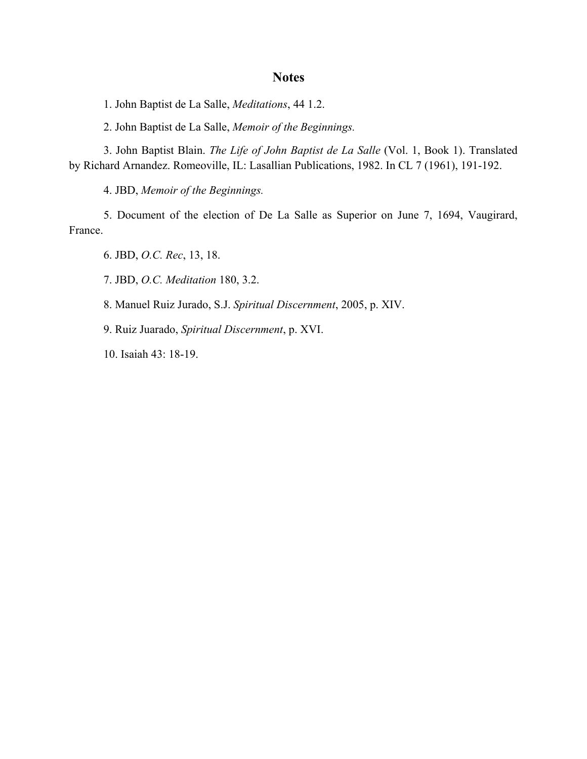## Notes

1. John Baptist de La Salle, *Meditations*, 44 1.2.

2. John Baptist de La Salle, *Memoir of the Beginnings.*

3. John Baptist Blain. *The Life of John Baptist de La Salle* (Vol. 1, Book 1). Translated by Richard Arnandez. Romeoville, IL: Lasallian Publications, 1982. In CL 7 (1961), 191-192.

4. JBD, *Memoir of the Beginnings.*

5. Document of the election of De La Salle as Superior on June 7, 1694, Vaugirard, France.

6. JBD, *O.C. Rec*, 13, 18.

7. JBD, *O.C. Meditation* 180, 3.2.

8. Manuel Ruiz Jurado, S.J. *Spiritual Discernment*, 2005, p. XIV.

9. Ruiz Juarado, *Spiritual Discernment*, p. XVI.

10. Isaiah 43: 18-19.